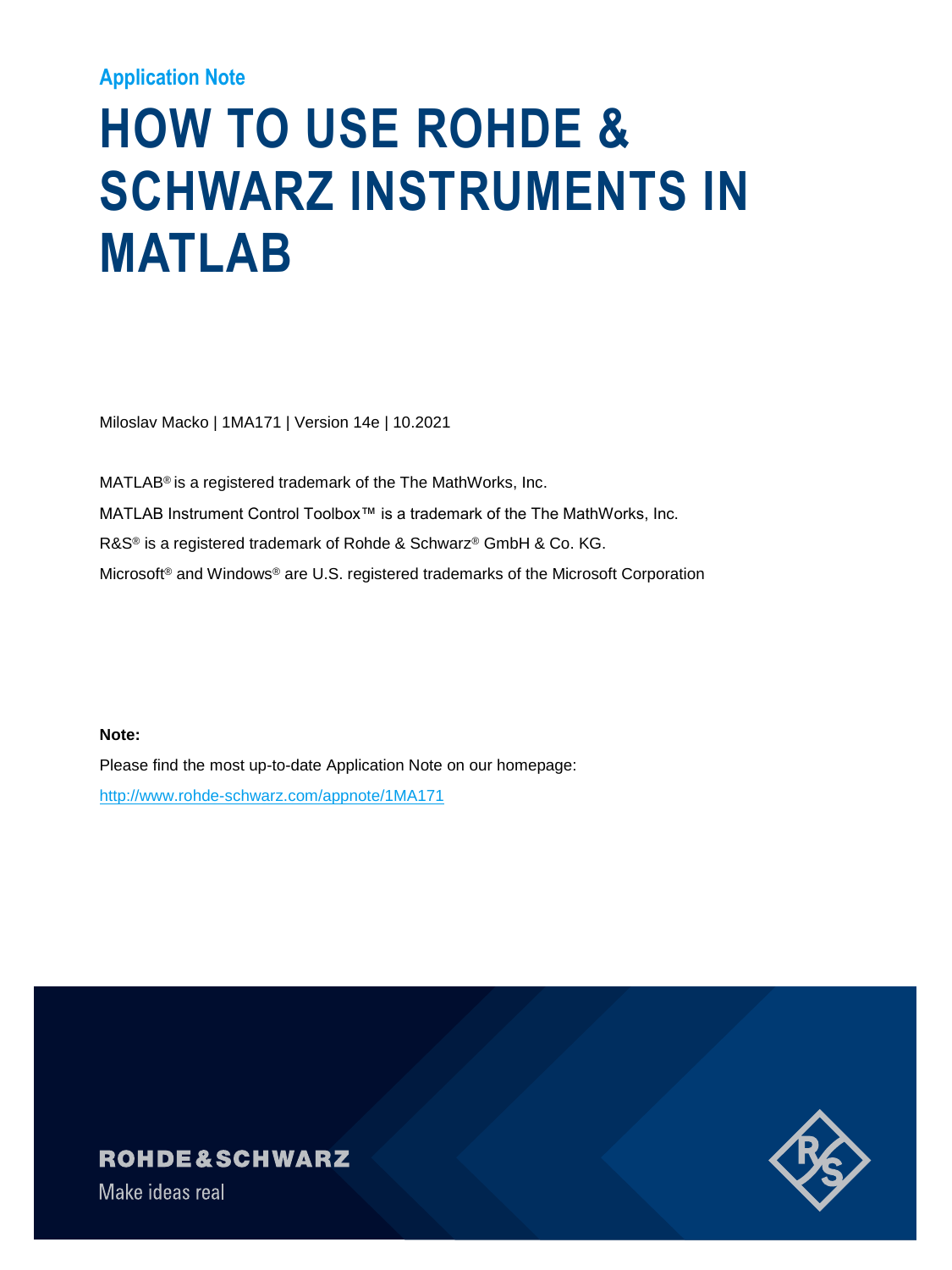Application Note

# HOW TO USE ROHDE & SCHWARZ INSTRUMENTS IN MATLAB

Miloslav Macko | 1MA171 | Version 14e | 10.2021

MATLAB® is a registered trademark of the The MathWorks, Inc.

MATLAB Instrument Control Toolbox™ is a trademark of the The MathWorks, Inc.

R&S® is a registered trademark of Rohde & Schwarz® GmbH & Co. KG.

Microsoft® and Windows® are U.S. registered trademarks of the Microsoft Corporation

**Note:**

Please find the most up-to-date Application Note on our homepage:

http://www.rohde-schwarz.com/appnote/1MA171

ROHDE&SCHWARZ

Make ideas real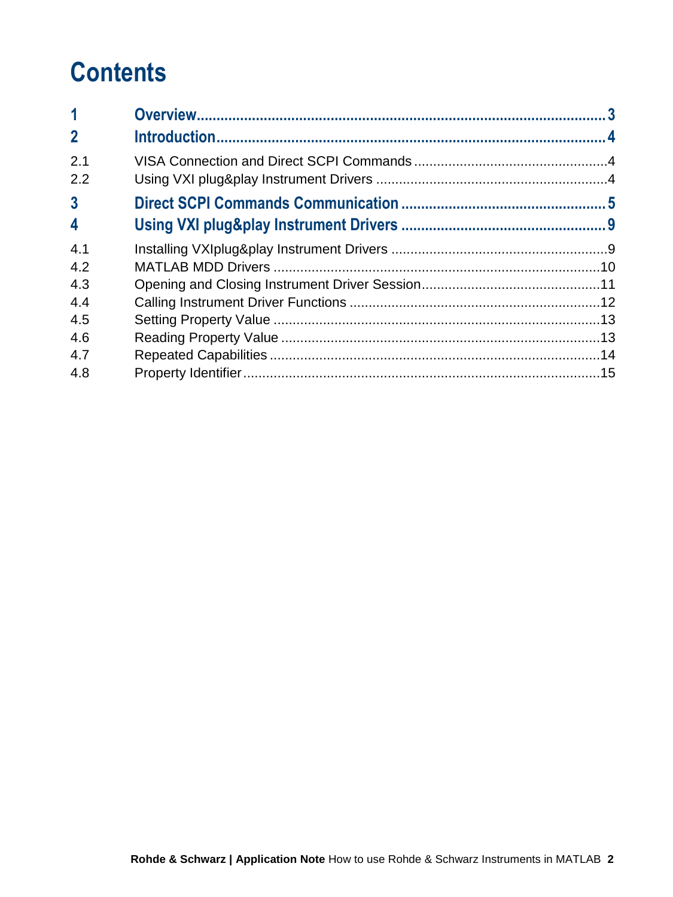# Contents

| | | |
|---|---|---|
| **1** | **Overview** | **3** |
| **2** | **Introduction** | **4** |
| 2.1 | VISA Connection and Direct SCPI Commands | 4 |
| 2.2 | Using VXI plug&play Instrument Drivers | 4 |
| **3** | **Direct SCPI Commands Communication** | **5** |
| **4** | **Using VXI plug&play Instrument Drivers** | **9** |
| 4.1 | Installing VXIplug&play Instrument Drivers | 9 |
| 4.2 | MATLAB MDD Drivers | 10 |
| 4.3 | Opening and Closing Instrument Driver Session | 11 |
| 4.4 | Calling Instrument Driver Functions | 12 |
| 4.5 | Setting Property Value | 13 |
| 4.6 | Reading Property Value | 13 |
| 4.7 | Repeated Capabilities | 14 |
| 4.8 | Property Identifier | 15 |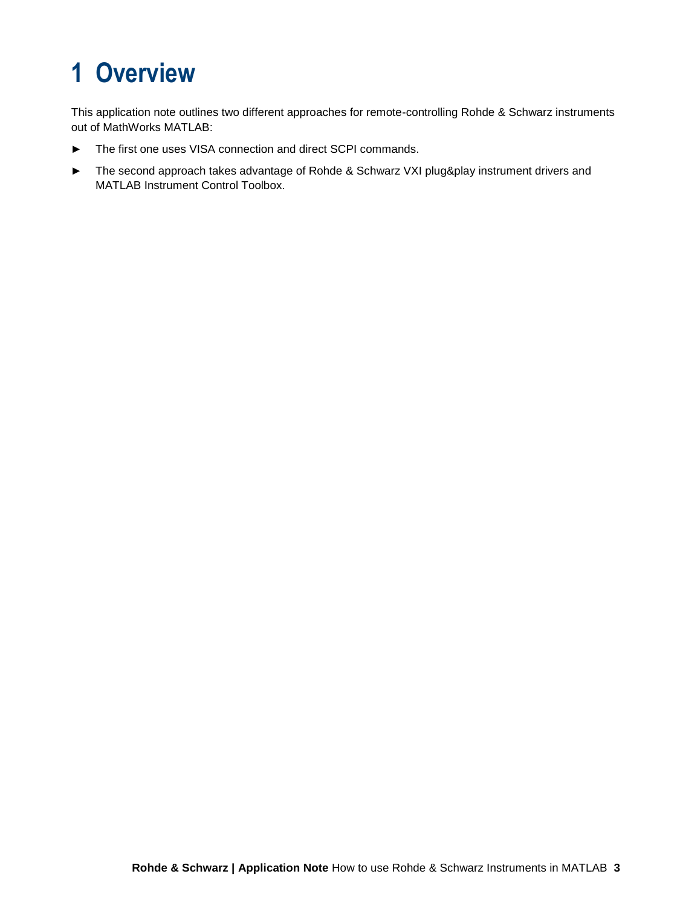# 1 Overview

This application note outlines two different approaches for remote-controlling Rohde & Schwarz instruments out of MathWorks MATLAB:

- The first one uses VISA connection and direct SCPI commands.
- The second approach takes advantage of Rohde & Schwarz VXI plug&play instrument drivers and MATLAB Instrument Control Toolbox.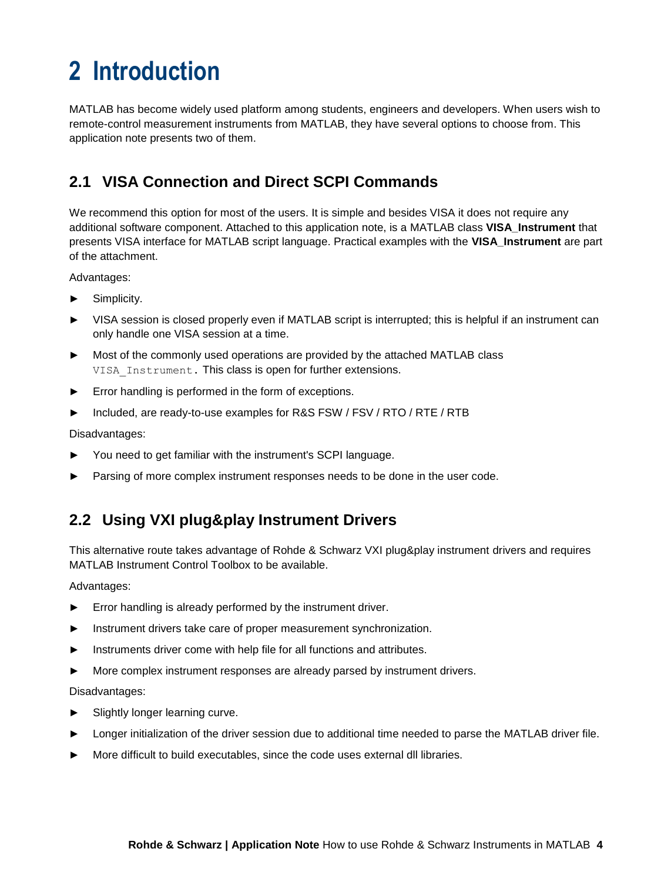# 2 Introduction

MATLAB has become widely used platform among students, engineers and developers. When users wish to remote-control measurement instruments from MATLAB, they have several options to choose from. This application note presents two of them.

## 2.1 VISA Connection and Direct SCPI Commands

We recommend this option for most of the users. It is simple and besides VISA it does not require any additional software component. Attached to this application note, is a MATLAB class **VISA_Instrument** that presents VISA interface for MATLAB script language. Practical examples with the **VISA_Instrument** are part of the attachment.

Advantages:

- Simplicity.
- VISA session is closed properly even if MATLAB script is interrupted; this is helpful if an instrument can only handle one VISA session at a time.
- Most of the commonly used operations are provided by the attached MATLAB class `VISA_Instrument`. This class is open for further extensions.
- Error handling is performed in the form of exceptions.
- Included, are ready-to-use examples for R&S FSW / FSV / RTO / RTE / RTB

Disadvantages:

- You need to get familiar with the instrument's SCPI language.
- Parsing of more complex instrument responses needs to be done in the user code.

## 2.2 Using VXI plug&play Instrument Drivers

This alternative route takes advantage of Rohde & Schwarz VXI plug&play instrument drivers and requires MATLAB Instrument Control Toolbox to be available.

Advantages:

- Error handling is already performed by the instrument driver.
- Instrument drivers take care of proper measurement synchronization.
- Instruments driver come with help file for all functions and attributes.
- More complex instrument responses are already parsed by instrument drivers.

Disadvantages:

- Slightly longer learning curve.
- Longer initialization of the driver session due to additional time needed to parse the MATLAB driver file.
- More difficult to build executables, since the code uses external dll libraries.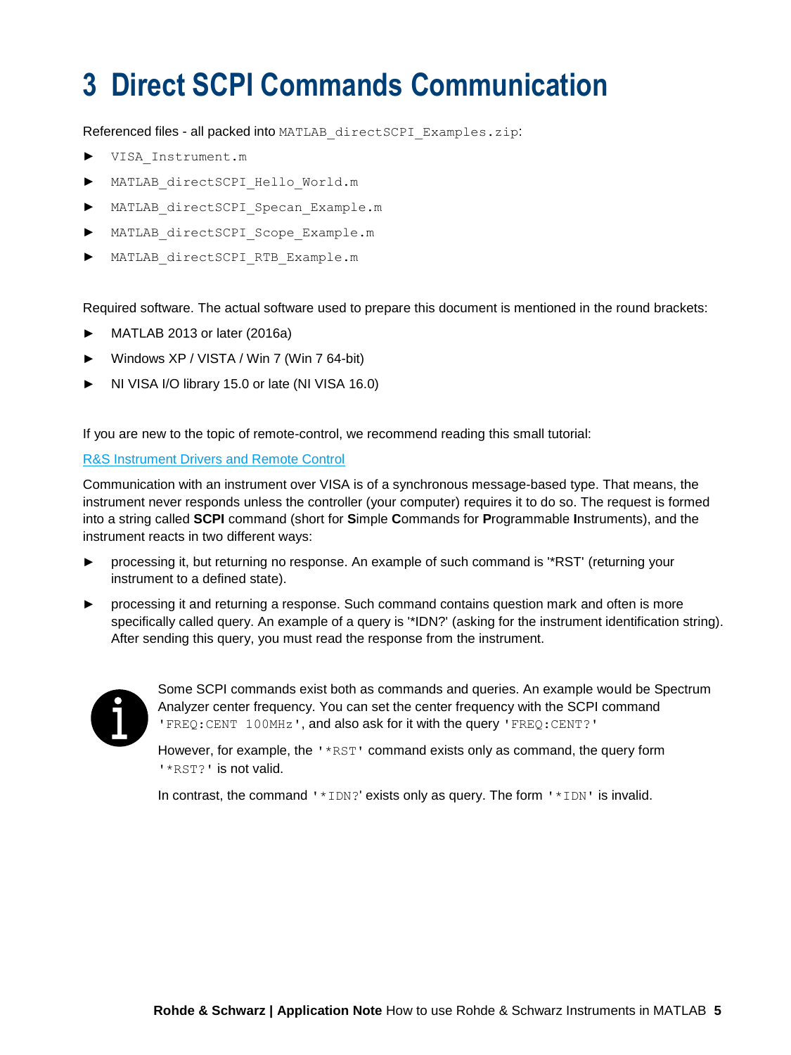# 3 Direct SCPI Commands Communication

Referenced files - all packed into `MATLAB_directSCPI_Examples.zip`:

- `VISA_Instrument.m`
- `MATLAB_directSCPI_Hello_World.m`
- `MATLAB_directSCPI_Specan_Example.m`
- `MATLAB_directSCPI_Scope_Example.m`
- `MATLAB_directSCPI_RTB_Example.m`

Required software. The actual software used to prepare this document is mentioned in the round brackets:

- MATLAB 2013 or later (2016a)
- Windows XP / VISTA / Win 7 (Win 7 64-bit)
- NI VISA I/O library 15.0 or late (NI VISA 16.0)

If you are new to the topic of remote-control, we recommend reading this small tutorial:

R&S Instrument Drivers and Remote Control

Communication with an instrument over VISA is of a synchronous message-based type. That means, the instrument never responds unless the controller (your computer) requires it to do so. The request is formed into a string called **SCPI** command (short for **S**imple **C**ommands for **P**rogrammable **I**nstruments), and the instrument reacts in two different ways:

- processing it, but returning no response. An example of such command is '*RST' (returning your instrument to a defined state).
- processing it and returning a response. Such command contains question mark and often is more specifically called query. An example of a query is '*IDN?' (asking for the instrument identification string). After sending this query, you must read the response from the instrument.

Some SCPI commands exist both as commands and queries. An example would be Spectrum Analyzer center frequency. You can set the center frequency with the SCPI command `'FREQ:CENT 100MHz'`, and also ask for it with the query `'FREQ:CENT?'`

However, for example, the `'*RST'` command exists only as command, the query form `'*RST?'` is not valid.

In contrast, the command `'*IDN?'` exists only as query. The form `'*IDN'` is invalid.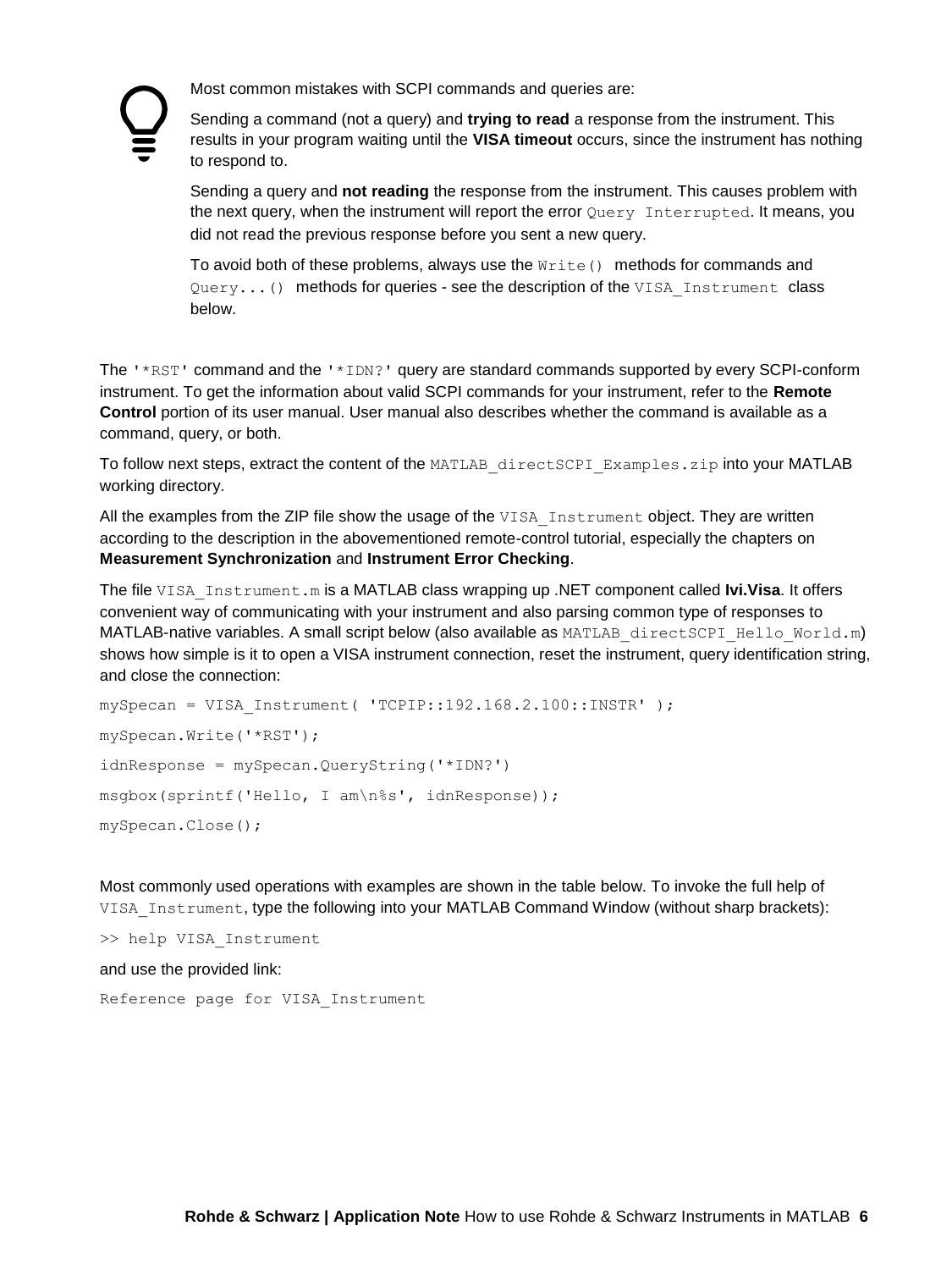Most common mistakes with SCPI commands and queries are:

Sending a command (not a query) and **trying to read** a response from the instrument. This results in your program waiting until the **VISA timeout** occurs, since the instrument has nothing to respond to.

Sending a query and **not reading** the response from the instrument. This causes problem with the next query, when the instrument will report the error `Query Interrupted`. It means, you did not read the previous response before you sent a new query.

To avoid both of these problems, always use the `Write()` methods for commands and `Query...()` methods for queries - see the description of the `VISA_Instrument` class below.

The `'*RST'` command and the `'*IDN?'` query are standard commands supported by every SCPI-conform instrument. To get the information about valid SCPI commands for your instrument, refer to the **Remote Control** portion of its user manual. User manual also describes whether the command is available as a command, query, or both.

To follow next steps, extract the content of the `MATLAB_directSCPI_Examples.zip` into your MATLAB working directory.

All the examples from the ZIP file show the usage of the `VISA_Instrument` object. They are written according to the description in the abovementioned remote-control tutorial, especially the chapters on **Measurement Synchronization** and **Instrument Error Checking**.

The file `VISA_Instrument.m` is a MATLAB class wrapping up .NET component called **Ivi.Visa**. It offers convenient way of communicating with your instrument and also parsing common type of responses to MATLAB-native variables. A small script below (also available as `MATLAB_directSCPI_Hello_World.m`) shows how simple is it to open a VISA instrument connection, reset the instrument, query identification string, and close the connection:

```
mySpecan = VISA_Instrument( 'TCPIP::192.168.2.100::INSTR' );
mySpecan.Write('*RST');
idnResponse = mySpecan.QueryString('*IDN?')
msgbox(sprintf('Hello, I am\n%s', idnResponse));
mySpecan.Close();
```

Most commonly used operations with examples are shown in the table below. To invoke the full help of `VISA_Instrument`, type the following into your MATLAB Command Window (without sharp brackets):

```
>> help VISA_Instrument
```

and use the provided link:

```
Reference page for VISA_Instrument
```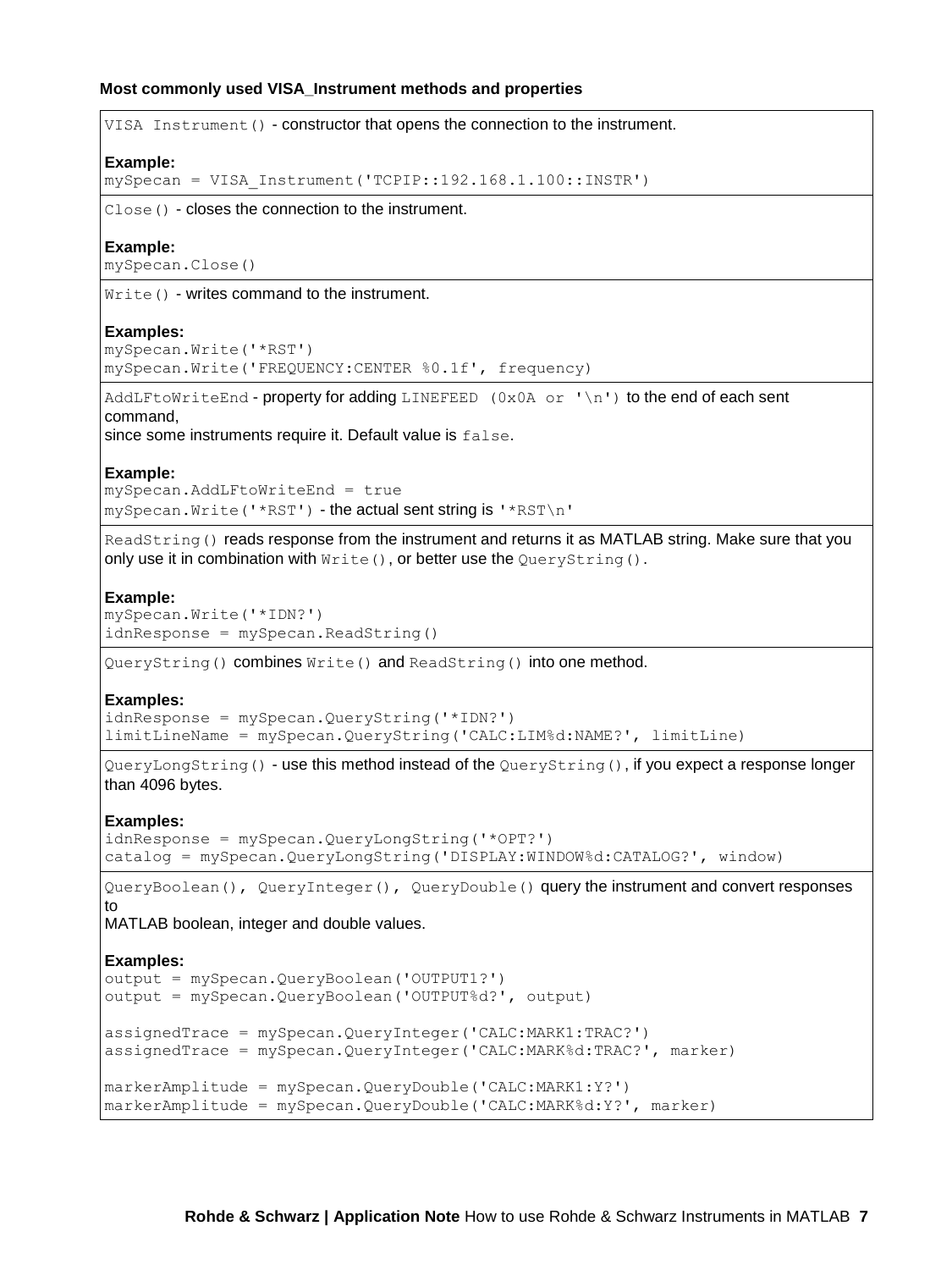**Most commonly used VISA_Instrument methods and properties**

`VISA_Instrument()` - constructor that opens the connection to the instrument.

**Example:**

```
mySpecan = VISA_Instrument('TCPIP::192.168.1.100::INSTR')
```

`Close()` - closes the connection to the instrument.

**Example:**

```
mySpecan.Close()
```

`Write()` - writes command to the instrument.

**Examples:**

```
mySpecan.Write('*RST')
mySpecan.Write('FREQUENCY:CENTER %0.1f', frequency)
```

`AddLFtoWriteEnd` - property for adding `LINEFEED (0x0A or '\n')` to the end of each sent command,
since some instruments require it. Default value is `false`.

**Example:**

```
mySpecan.AddLFtoWriteEnd = true
mySpecan.Write('*RST')
```

- the actual sent string is `'*RST\n'`

`ReadString()` reads response from the instrument and returns it as MATLAB string. Make sure that you only use it in combination with `Write()`, or better use the `QueryString()`.

**Example:**

```
mySpecan.Write('*IDN?')
idnResponse = mySpecan.ReadString()
```

`QueryString()` combines `Write()` and `ReadString()` into one method.

**Examples:**

```
idnResponse = mySpecan.QueryString('*IDN?')
limitLineName = mySpecan.QueryString('CALC:LIM%d:NAME?', limitLine)
```

`QueryLongString()` - use this method instead of the `QueryString()`, if you expect a response longer than 4096 bytes.

**Examples:**

```
idnResponse = mySpecan.QueryLongString('*OPT?')
catalog = mySpecan.QueryLongString('DISPLAY:WINDOW%d:CATALOG?', window)
```

`QueryBoolean(), QueryInteger(), QueryDouble()` query the instrument and convert responses to
MATLAB boolean, integer and double values.

**Examples:**

```
output = mySpecan.QueryBoolean('OUTPUT1?')
output = mySpecan.QueryBoolean('OUTPUT%d?', output)

assignedTrace = mySpecan.QueryInteger('CALC:MARK1:TRAC?')
assignedTrace = mySpecan.QueryInteger('CALC:MARK%d:TRAC?', marker)

markerAmplitude = mySpecan.QueryDouble('CALC:MARK1:Y?')
markerAmplitude = mySpecan.QueryDouble('CALC:MARK%d:Y?', marker)
```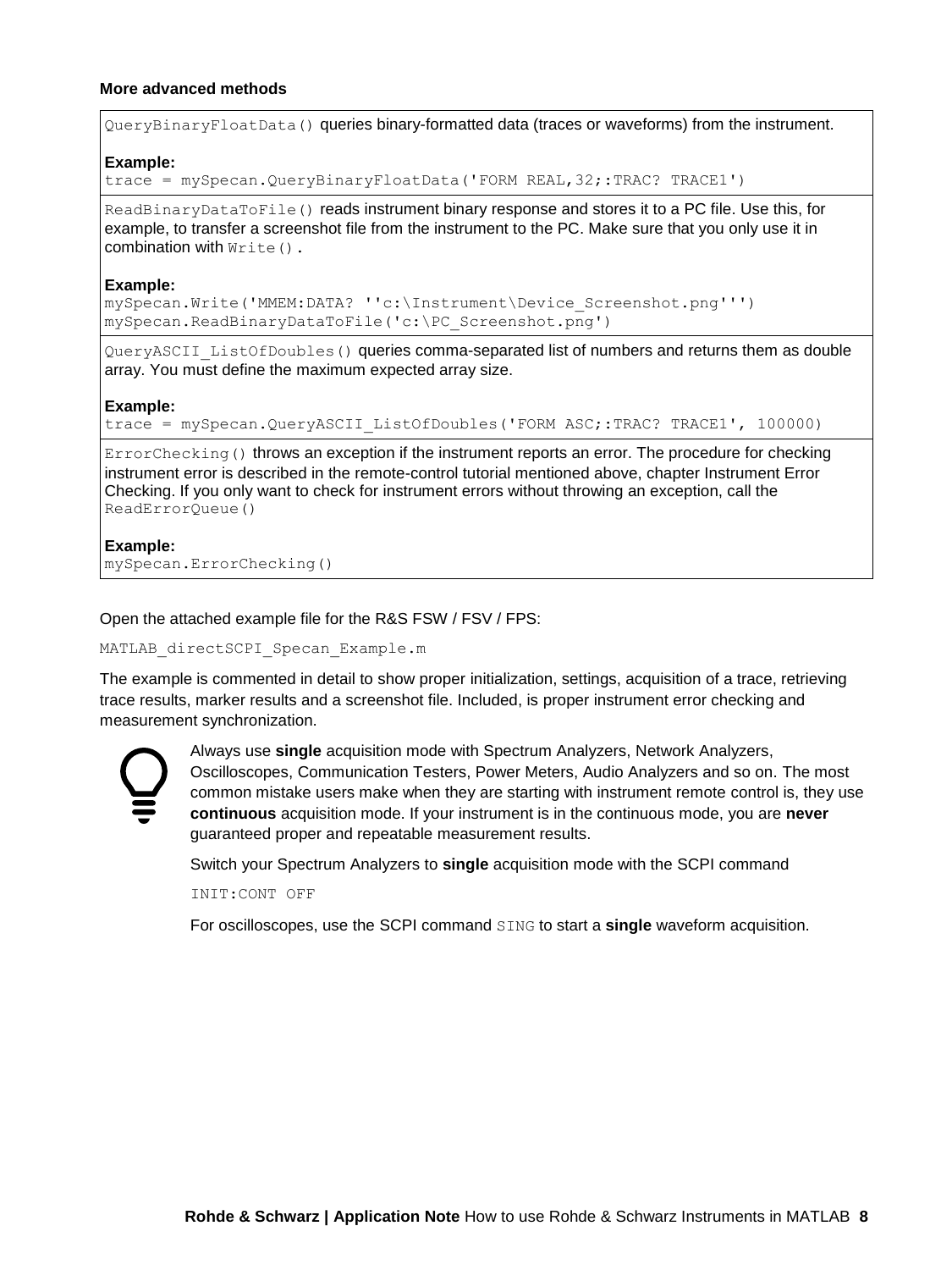**More advanced methods**

`QueryBinaryFloatData()` queries binary-formatted data (traces or waveforms) from the instrument.

**Example:**

```
trace = mySpecan.QueryBinaryFloatData('FORM REAL,32;:TRAC? TRACE1')
```

`ReadBinaryDataToFile()` reads instrument binary response and stores it to a PC file. Use this, for example, to transfer a screenshot file from the instrument to the PC. Make sure that you only use it in combination with `Write()`.

**Example:**

```
mySpecan.Write('MMEM:DATA? ''c:\Instrument\Device_Screenshot.png''')
mySpecan.ReadBinaryDataToFile('c:\PC_Screenshot.png')
```

`QueryASCII_ListOfDoubles()` queries comma-separated list of numbers and returns them as double array. You must define the maximum expected array size.

**Example:**

```
trace = mySpecan.QueryASCII_ListOfDoubles('FORM ASC;:TRAC? TRACE1', 100000)
```

`ErrorChecking()` throws an exception if the instrument reports an error. The procedure for checking instrument error is described in the remote-control tutorial mentioned above, chapter Instrument Error Checking. If you only want to check for instrument errors without throwing an exception, call the `ReadErrorQueue()`

**Example:**

```
mySpecan.ErrorChecking()
```

Open the attached example file for the R&S FSW / FSV / FPS:

`MATLAB_directSCPI_Specan_Example.m`

The example is commented in detail to show proper initialization, settings, acquisition of a trace, retrieving trace results, marker results and a screenshot file. Included, is proper instrument error checking and measurement synchronization.

Always use **single** acquisition mode with Spectrum Analyzers, Network Analyzers, Oscilloscopes, Communication Testers, Power Meters, Audio Analyzers and so on. The most common mistake users make when they are starting with instrument remote control is, they use **continuous** acquisition mode. If your instrument is in the continuous mode, you are **never** guaranteed proper and repeatable measurement results.

Switch your Spectrum Analyzers to **single** acquisition mode with the SCPI command

`INIT:CONT OFF`

For oscilloscopes, use the SCPI command `SING` to start a **single** waveform acquisition.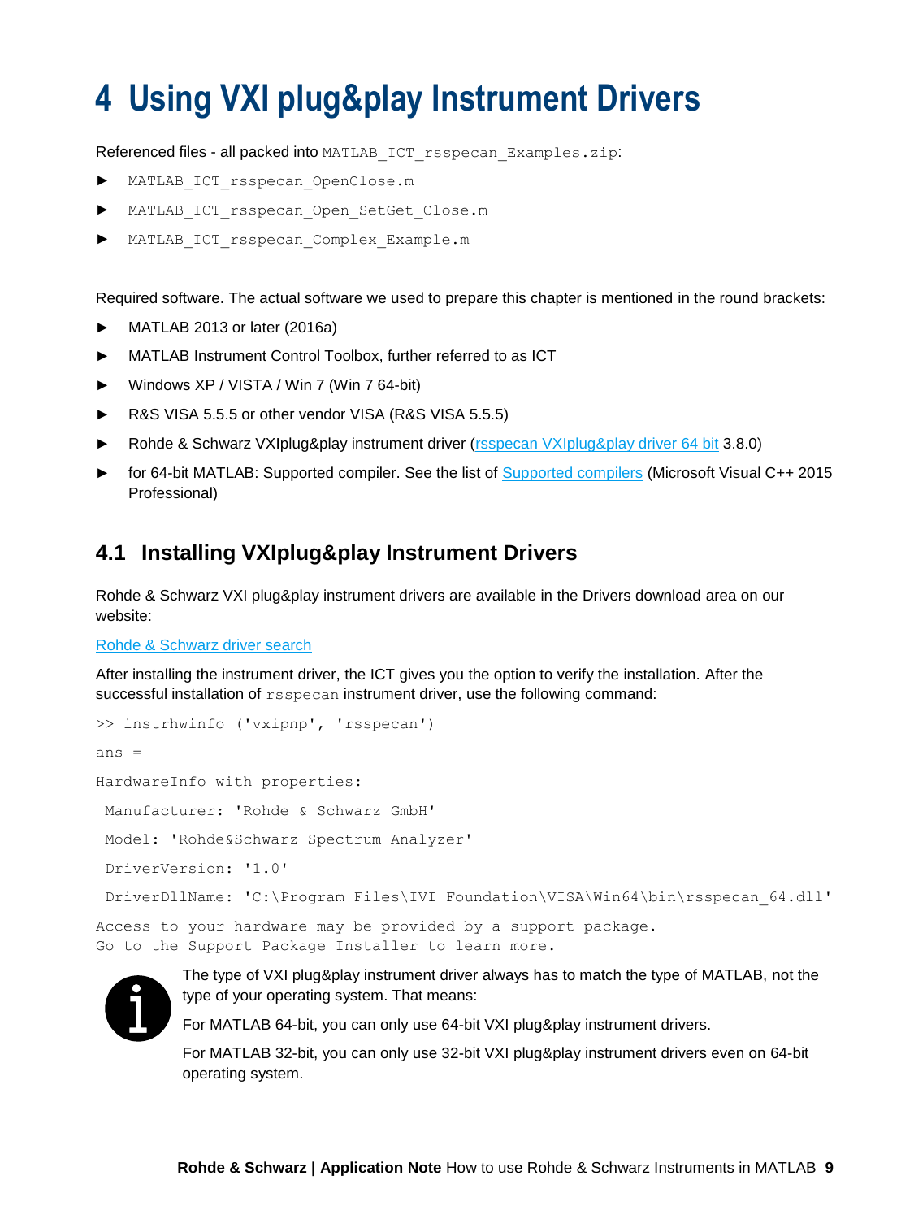# 4 Using VXI plug&play Instrument Drivers

Referenced files - all packed into `MATLAB_ICT_rsspecan_Examples.zip`:

- `MATLAB_ICT_rsspecan_OpenClose.m`
- `MATLAB_ICT_rsspecan_Open_SetGet_Close.m`
- `MATLAB_ICT_rsspecan_Complex_Example.m`

Required software. The actual software we used to prepare this chapter is mentioned in the round brackets:

- MATLAB 2013 or later (2016a)
- MATLAB Instrument Control Toolbox, further referred to as ICT
- Windows XP / VISTA / Win 7 (Win 7 64-bit)
- R&S VISA 5.5.5 or other vendor VISA (R&S VISA 5.5.5)
- Rohde & Schwarz VXIplug&play instrument driver (rsspecan VXIplug&play driver 64 bit 3.8.0)
- for 64-bit MATLAB: Supported compiler. See the list of Supported compilers (Microsoft Visual C++ 2015 Professional)

## 4.1 Installing VXIplug&play Instrument Drivers

Rohde & Schwarz VXI plug&play instrument drivers are available in the Drivers download area on our website:

Rohde & Schwarz driver search

After installing the instrument driver, the ICT gives you the option to verify the installation. After the successful installation of `rsspecan` instrument driver, use the following command:

```
>> instrhwinfo ('vxipnp', 'rsspecan')

ans =

HardwareInfo with properties:

 Manufacturer: 'Rohde & Schwarz GmbH'

 Model: 'Rohde&Schwarz Spectrum Analyzer'

 DriverVersion: '1.0'

 DriverDllName: 'C:\Program Files\IVI Foundation\VISA\Win64\bin\rsspecan_64.dll'

Access to your hardware may be provided by a support package.
Go to the Support Package Installer to learn more.
```

The type of VXI plug&play instrument driver always has to match the type of MATLAB, not the type of your operating system. That means:

For MATLAB 64-bit, you can only use 64-bit VXI plug&play instrument drivers.

For MATLAB 32-bit, you can only use 32-bit VXI plug&play instrument drivers even on 64-bit operating system.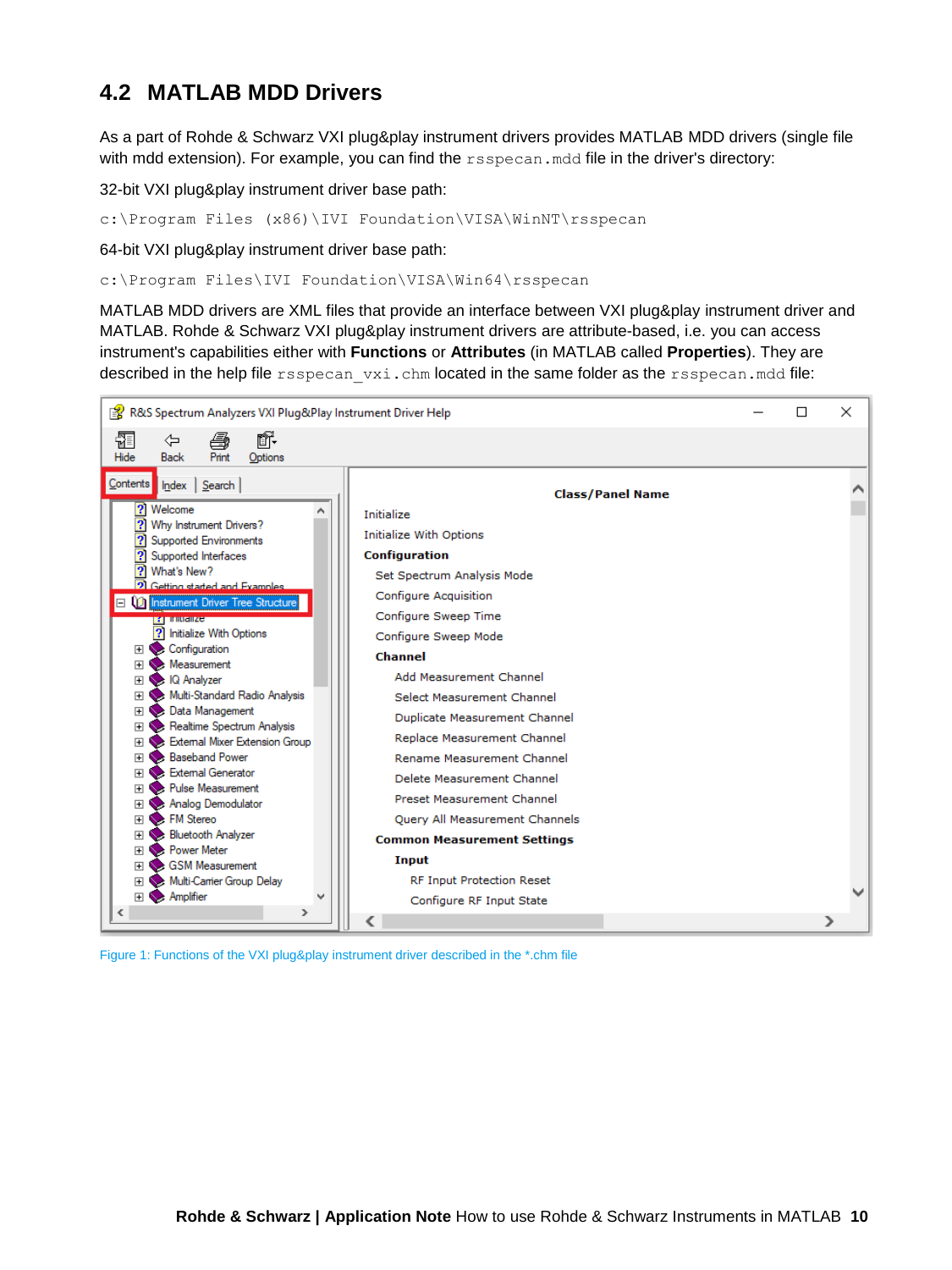## 4.2 MATLAB MDD Drivers

As a part of Rohde & Schwarz VXI plug&play instrument drivers provides MATLAB MDD drivers (single file with mdd extension). For example, you can find the `rsspecan.mdd` file in the driver's directory:

32-bit VXI plug&play instrument driver base path:

```
c:\Program Files (x86)\IVI Foundation\VISA\WinNT\rsspecan
```

64-bit VXI plug&play instrument driver base path:

```
c:\Program Files\IVI Foundation\VISA\Win64\rsspecan
```

MATLAB MDD drivers are XML files that provide an interface between VXI plug&play instrument driver and MATLAB. Rohde & Schwarz VXI plug&play instrument drivers are attribute-based, i.e. you can access instrument's capabilities either with **Functions** or **Attributes** (in MATLAB called **Properties**). They are described in the help file `rsspecan_vxi.chm` located in the same folder as the `rsspecan.mdd` file:

Figure 1: Functions of the VXI plug&play instrument driver described in the *.chm file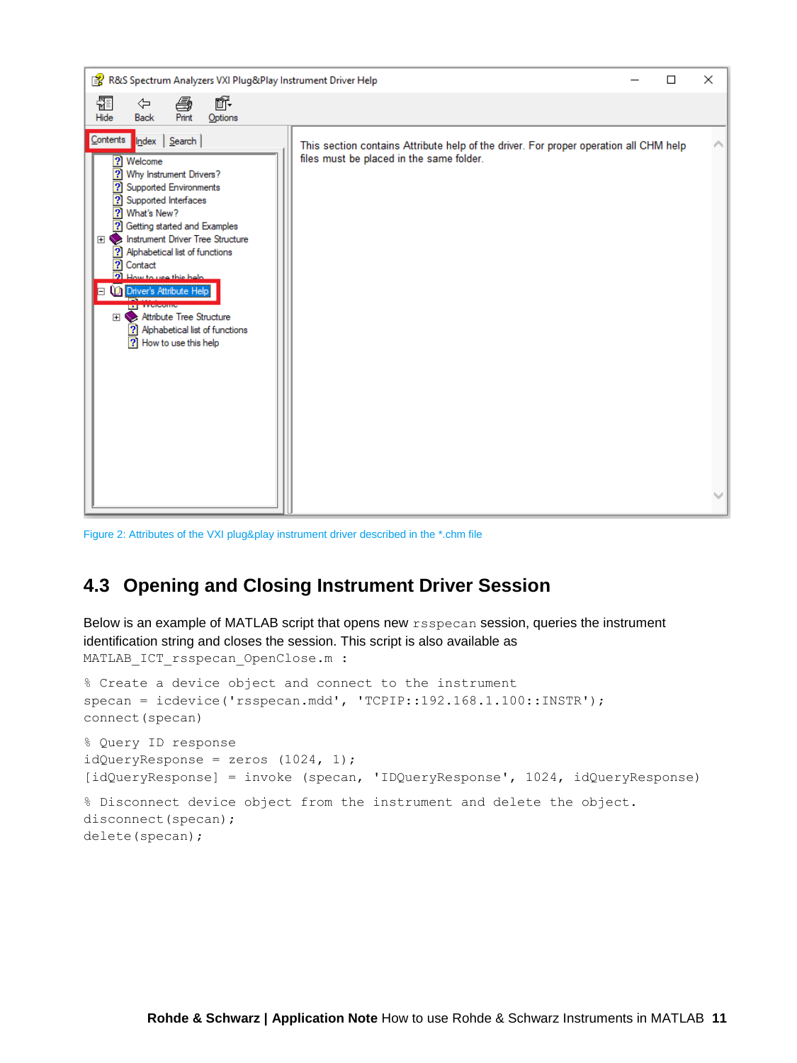Figure 2: Attributes of the VXI plug&play instrument driver described in the *.chm file

## 4.3 Opening and Closing Instrument Driver Session

Below is an example of MATLAB script that opens new `rsspecan` session, queries the instrument identification string and closes the session. This script is also available as `MATLAB_ICT_rsspecan_OpenClose.m` :

```
% Create a device object and connect to the instrument
specan = icdevice('rsspecan.mdd', 'TCPIP::192.168.1.100::INSTR');
connect(specan)

% Query ID response
idQueryResponse = zeros (1024, 1);
[idQueryResponse] = invoke (specan, 'IDQueryResponse', 1024, idQueryResponse)

% Disconnect device object from the instrument and delete the object.
disconnect(specan);
delete(specan);
```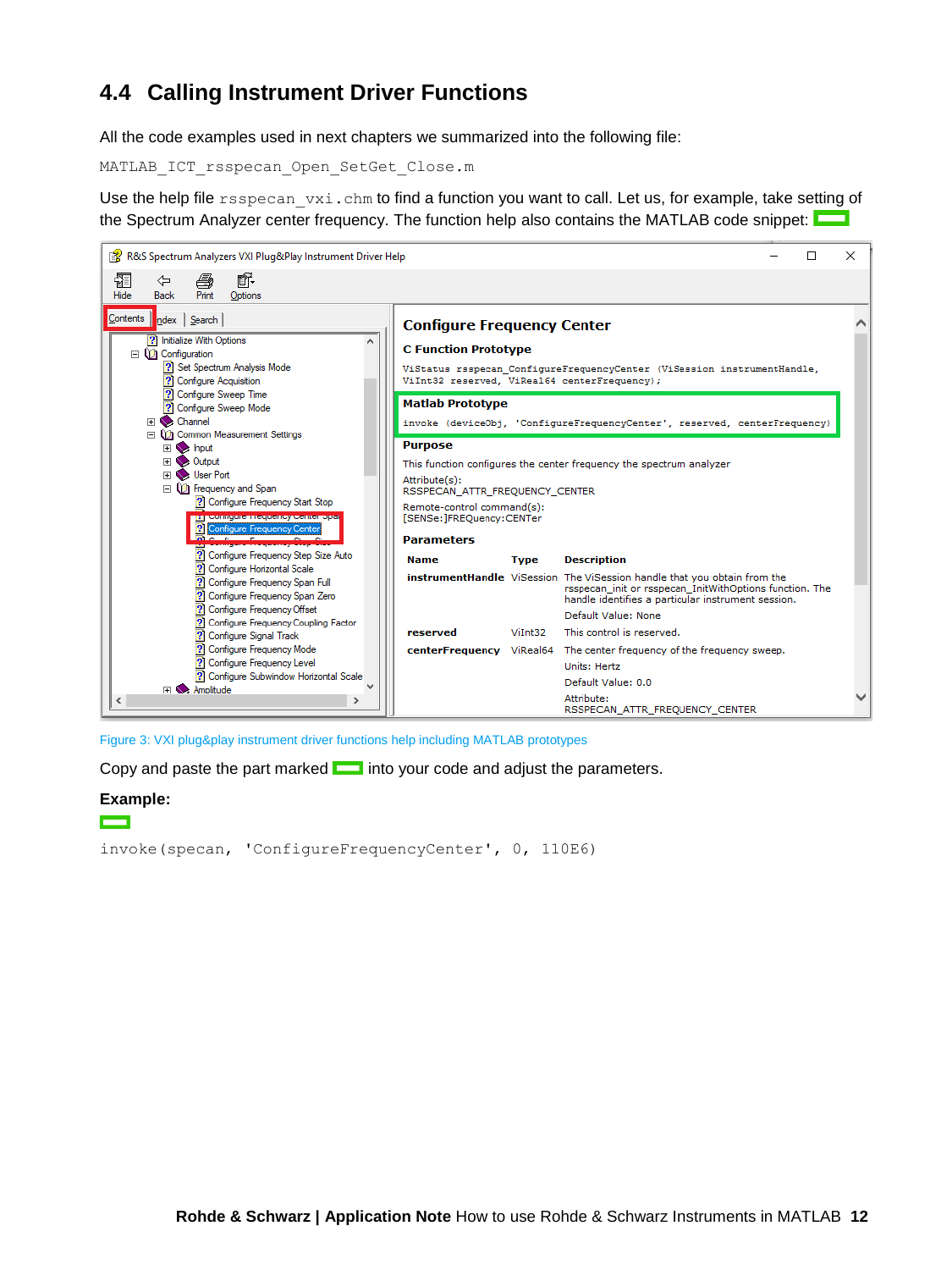## 4.4 Calling Instrument Driver Functions

All the code examples used in next chapters we summarized into the following file:

`MATLAB_ICT_rsspecan_Open_SetGet_Close.m`

Use the help file `rsspecan_vxi.chm` to find a function you want to call. Let us, for example, take setting of the Spectrum Analyzer center frequency. The function help also contains the MATLAB code snippet:

Figure 3: VXI plug&play instrument driver functions help including MATLAB prototypes

Copy and paste the part marked into your code and adjust the parameters.

**Example:**

```
invoke(specan, 'ConfigureFrequencyCenter', 0, 110E6)
```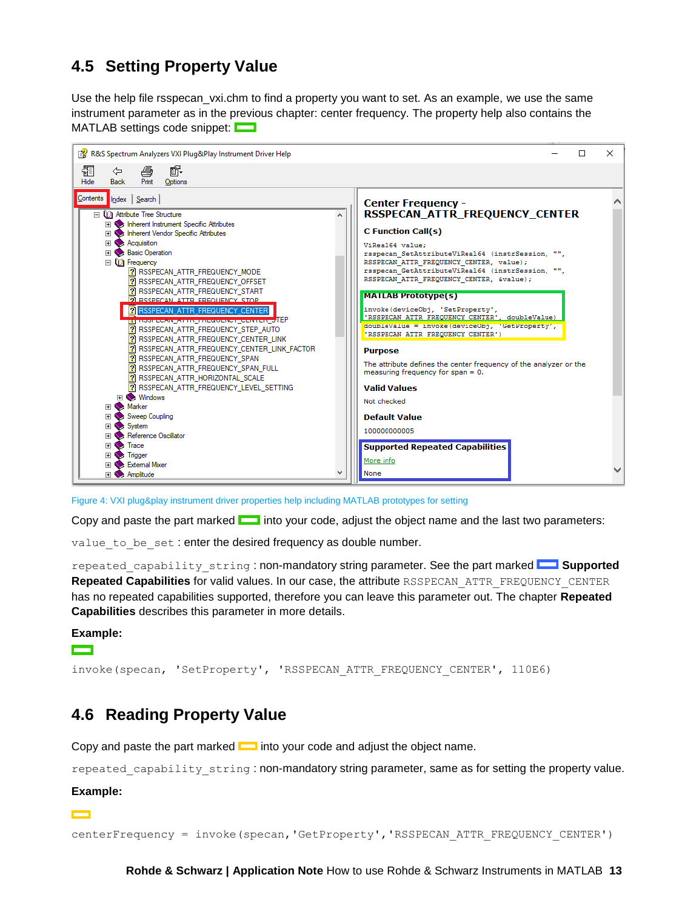## 4.5 Setting Property Value

Use the help file rsspecan_vxi.chm to find a property you want to set. As an example, we use the same instrument parameter as in the previous chapter: center frequency. The property help also contains the MATLAB settings code snippet:

Figure 4: VXI plug&play instrument driver properties help including MATLAB prototypes for setting

Copy and paste the part marked into your code, adjust the object name and the last two parameters:

`value_to_be_set` : enter the desired frequency as double number.

`repeated_capability_string` : non-mandatory string parameter. See the part marked **Supported Repeated Capabilities** for valid values. In our case, the attribute `RSSPECAN_ATTR_FREQUENCY_CENTER` has no repeated capabilities supported, therefore you can leave this parameter out. The chapter **Repeated Capabilities** describes this parameter in more details.

**Example:**

```
invoke(specan, 'SetProperty', 'RSSPECAN_ATTR_FREQUENCY_CENTER', 110E6)
```

## 4.6 Reading Property Value

Copy and paste the part marked into your code and adjust the object name.

`repeated_capability_string` : non-mandatory string parameter, same as for setting the property value.

**Example:**

```
centerFrequency = invoke(specan,'GetProperty','RSSPECAN_ATTR_FREQUENCY_CENTER')
```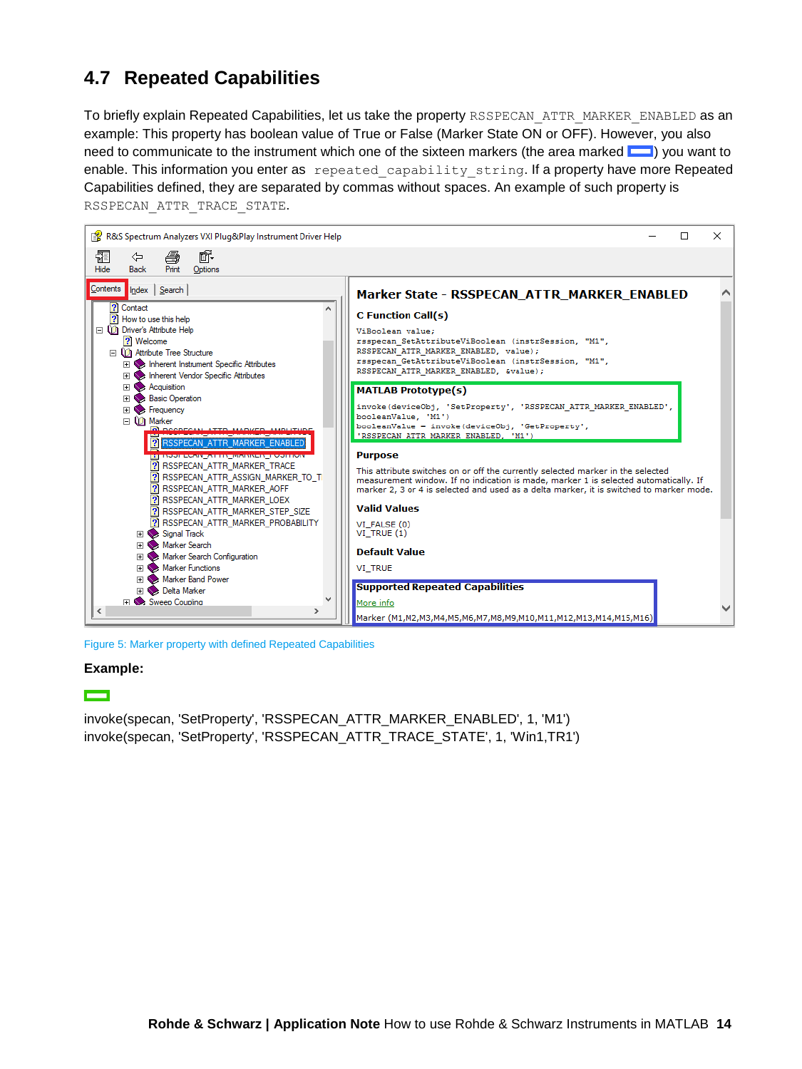## 4.7 Repeated Capabilities

To briefly explain Repeated Capabilities, let us take the property `RSSPECAN_ATTR_MARKER_ENABLED` as an example: This property has boolean value of True or False (Marker State ON or OFF). However, you also need to communicate to the instrument which one of the sixteen markers (the area marked blue) you want to enable. This information you enter as `repeated_capability_string`. If a property have more Repeated Capabilities defined, they are separated by commas without spaces. An example of such property is `RSSPECAN_ATTR_TRACE_STATE`.

Figure 5: Marker property with defined Repeated Capabilities

**Example:**

```
invoke(specan, 'SetProperty', 'RSSPECAN_ATTR_MARKER_ENABLED', 1, 'M1')
invoke(specan, 'SetProperty', 'RSSPECAN_ATTR_TRACE_STATE', 1, 'Win1,TR1')
```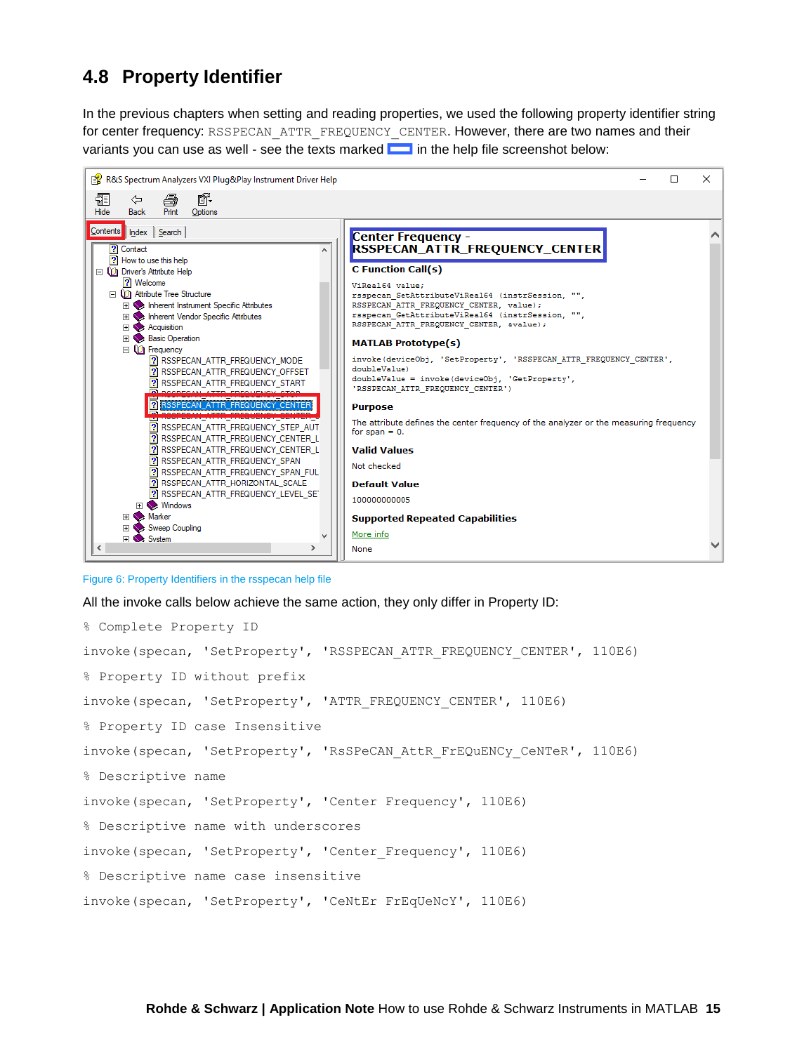## 4.8 Property Identifier

In the previous chapters when setting and reading properties, we used the following property identifier string for center frequency: `RSSPECAN_ATTR_FREQUENCY_CENTER`. However, there are two names and their variants you can use as well - see the texts marked ▭ in the help file screenshot below:

Figure 6: Property Identifiers in the rsspecan help file

All the invoke calls below achieve the same action, they only differ in Property ID:

```
% Complete Property ID
invoke(specan, 'SetProperty', 'RSSPECAN_ATTR_FREQUENCY_CENTER', 110E6)
% Property ID without prefix
invoke(specan, 'SetProperty', 'ATTR_FREQUENCY_CENTER', 110E6)
% Property ID case Insensitive
invoke(specan, 'SetProperty', 'RsSPeCAN_AttR_FrEQuENCy_CeNTeR', 110E6)
% Descriptive name
invoke(specan, 'SetProperty', 'Center Frequency', 110E6)
% Descriptive name with underscores
invoke(specan, 'SetProperty', 'Center_Frequency', 110E6)
% Descriptive name case insensitive
invoke(specan, 'SetProperty', 'CeNtEr FrEqUeNcY', 110E6)
```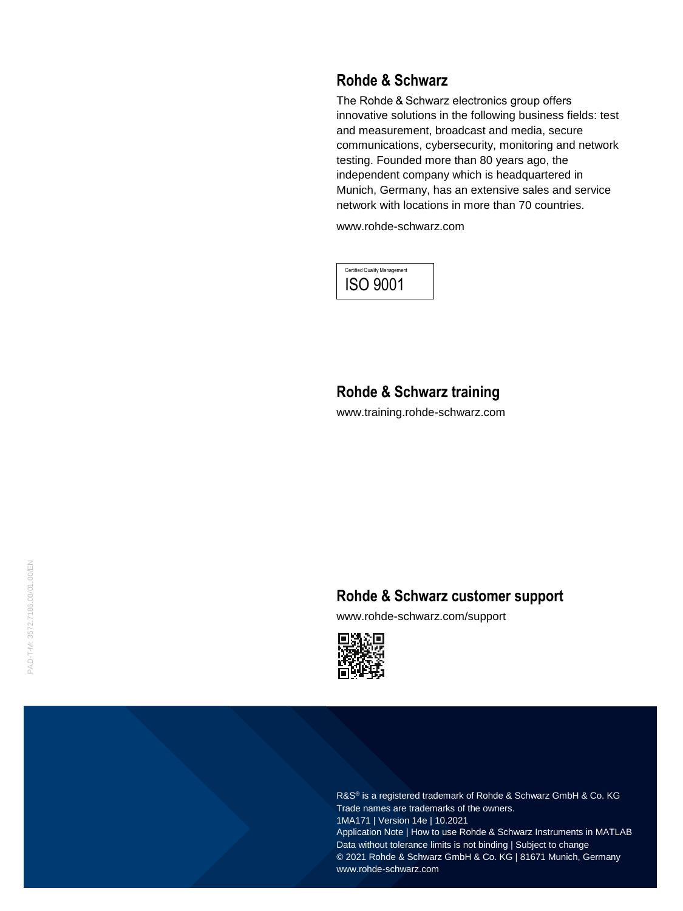## Rohde & Schwarz

The Rohde & Schwarz electronics group offers innovative solutions in the following business fields: test and measurement, broadcast and media, secure communications, cybersecurity, monitoring and network testing. Founded more than 80 years ago, the independent company which is headquartered in Munich, Germany, has an extensive sales and service network with locations in more than 70 countries.

www.rohde-schwarz.com

Certified Quality Management
ISO 9001

## Rohde & Schwarz training

www.training.rohde-schwarz.com

## Rohde & Schwarz customer support

www.rohde-schwarz.com/support

PAD-T-M: 3572.7186.00/01.00/EN

R&S® is a registered trademark of Rohde & Schwarz GmbH & Co. KG
Trade names are trademarks of the owners.
1MA171 | Version 14e | 10.2021
Application Note | How to use Rohde & Schwarz Instruments in MATLAB
Data without tolerance limits is not binding | Subject to change
© 2021 Rohde & Schwarz GmbH & Co. KG | 81671 Munich, Germany
www.rohde-schwarz.com